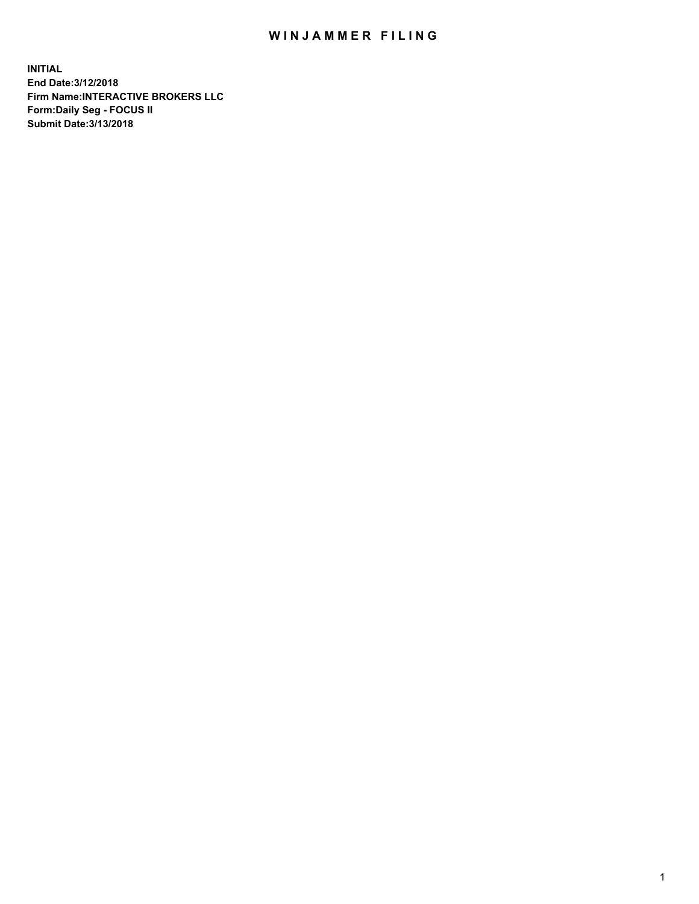# WINJAMMER FILING

**INITIAL**
**End Date:3/12/2018**
**Firm Name:INTERACTIVE BROKERS LLC**
**Form:Daily Seg - FOCUS II**
**Submit Date:3/13/2018**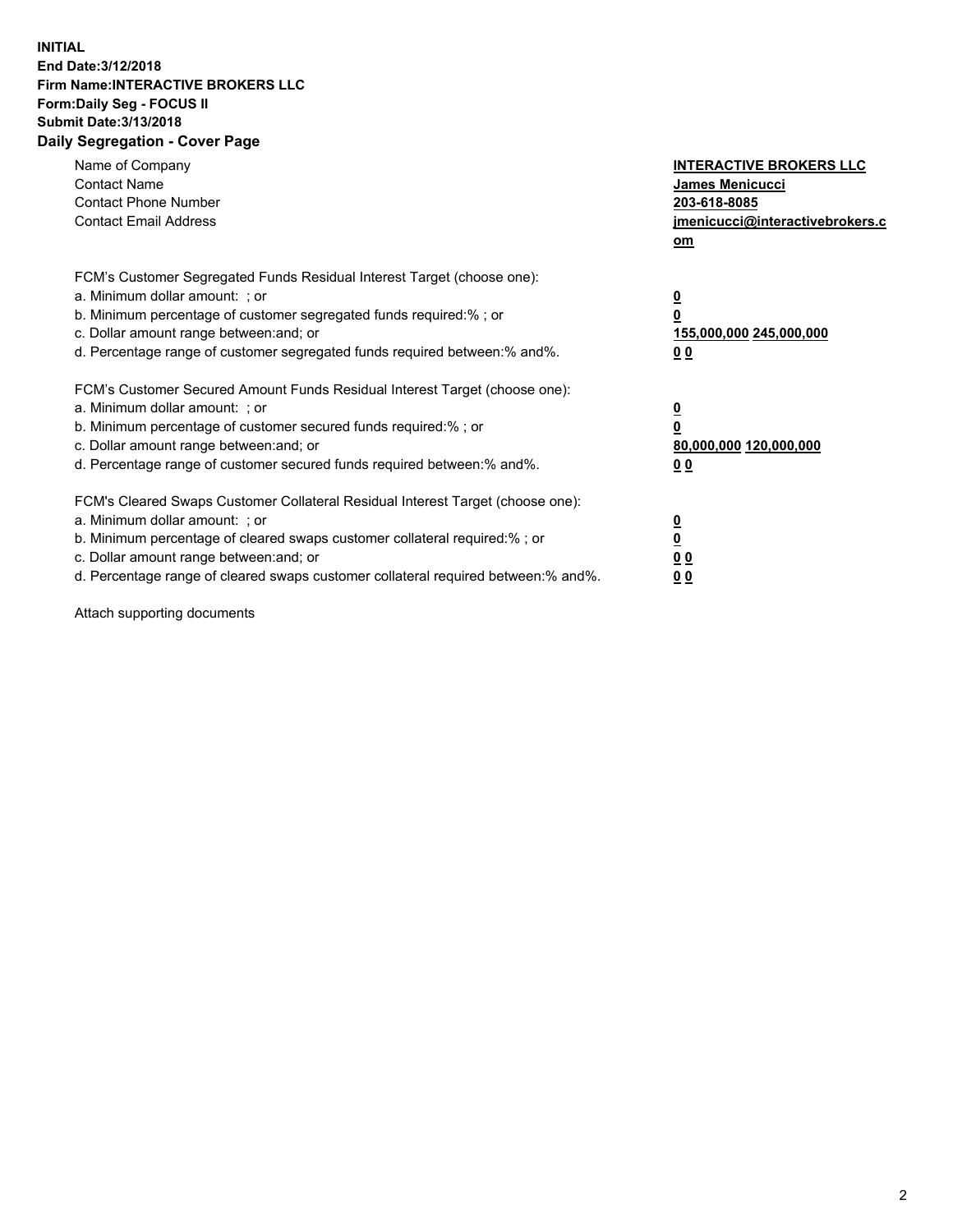**INITIAL**
**End Date:3/12/2018**
**Firm Name:INTERACTIVE BROKERS LLC**
**Form:Daily Seg - FOCUS II**
**Submit Date:3/13/2018**

**Daily Segregation - Cover Page**

| | |
|---|---|
| Name of Company | **INTERACTIVE BROKERS LLC** |
| Contact Name | **James Menicucci** |
| Contact Phone Number | **203-618-8085** |
| Contact Email Address | **jmenicucci@interactivebrokers.com** |

FCM's Customer Segregated Funds Residual Interest Target (choose one):

| | |
|---|---|
| a. Minimum dollar amount: ; or | **0** |
| b. Minimum percentage of customer segregated funds required:% ; or | **0** |
| c. Dollar amount range between:and; or | **155,000,000 245,000,000** |
| d. Percentage range of customer segregated funds required between:% and%. | **0 0** |

FCM's Customer Secured Amount Funds Residual Interest Target (choose one):

| | |
|---|---|
| a. Minimum dollar amount: ; or | **0** |
| b. Minimum percentage of customer secured funds required:% ; or | **0** |
| c. Dollar amount range between:and; or | **80,000,000 120,000,000** |
| d. Percentage range of customer secured funds required between:% and%. | **0 0** |

FCM's Cleared Swaps Customer Collateral Residual Interest Target (choose one):

| | |
|---|---|
| a. Minimum dollar amount: ; or | **0** |
| b. Minimum percentage of cleared swaps customer collateral required:% ; or | **0** |
| c. Dollar amount range between:and; or | **0 0** |
| d. Percentage range of cleared swaps customer collateral required between:% and%. | **0 0** |

Attach supporting documents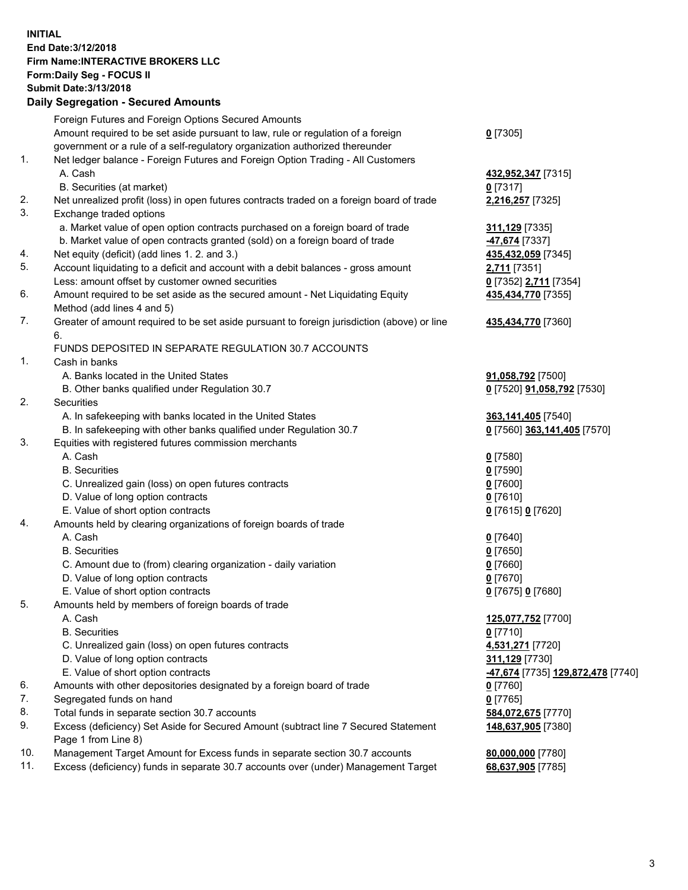**INITIAL**
**End Date:3/12/2018**
**Firm Name:INTERACTIVE BROKERS LLC**
**Form:Daily Seg - FOCUS II**
**Submit Date:3/13/2018**

## Daily Segregation - Secured Amounts

| | | |
|---|---|---|
| | Foreign Futures and Foreign Options Secured Amounts | |
| | Amount required to be set aside pursuant to law, rule or regulation of a foreign government or a rule of a self-regulatory organization authorized thereunder | **0** [7305] |
| 1. | Net ledger balance - Foreign Futures and Foreign Option Trading - All Customers | |
| | A. Cash | **432,952,347** [7315] |
| | B. Securities (at market) | **0** [7317] |
| 2. | Net unrealized profit (loss) in open futures contracts traded on a foreign board of trade | **2,216,257** [7325] |
| 3. | Exchange traded options | |
| | a. Market value of open option contracts purchased on a foreign board of trade | **311,129** [7335] |
| | b. Market value of open contracts granted (sold) on a foreign board of trade | **-47,674** [7337] |
| 4. | Net equity (deficit) (add lines 1. 2. and 3.) | **435,432,059** [7345] |
| 5. | Account liquidating to a deficit and account with a debit balances - gross amount | **2,711** [7351] |
| | Less: amount offset by customer owned securities | **0** [7352] **2,711** [7354] |
| 6. | Amount required to be set aside as the secured amount - Net Liquidating Equity Method (add lines 4 and 5) | **435,434,770** [7355] |
| 7. | Greater of amount required to be set aside pursuant to foreign jurisdiction (above) or line 6. | **435,434,770** [7360] |
| | FUNDS DEPOSITED IN SEPARATE REGULATION 30.7 ACCOUNTS | |
| 1. | Cash in banks | |
| | A. Banks located in the United States | **91,058,792** [7500] |
| | B. Other banks qualified under Regulation 30.7 | **0** [7520] **91,058,792** [7530] |
| 2. | Securities | |
| | A. In safekeeping with banks located in the United States | **363,141,405** [7540] |
| | B. In safekeeping with other banks qualified under Regulation 30.7 | **0** [7560] **363,141,405** [7570] |
| 3. | Equities with registered futures commission merchants | |
| | A. Cash | **0** [7580] |
| | B. Securities | **0** [7590] |
| | C. Unrealized gain (loss) on open futures contracts | **0** [7600] |
| | D. Value of long option contracts | **0** [7610] |
| | E. Value of short option contracts | **0** [7615] **0** [7620] |
| 4. | Amounts held by clearing organizations of foreign boards of trade | |
| | A. Cash | **0** [7640] |
| | B. Securities | **0** [7650] |
| | C. Amount due to (from) clearing organization - daily variation | **0** [7660] |
| | D. Value of long option contracts | **0** [7670] |
| | E. Value of short option contracts | **0** [7675] **0** [7680] |
| 5. | Amounts held by members of foreign boards of trade | |
| | A. Cash | **125,077,752** [7700] |
| | B. Securities | **0** [7710] |
| | C. Unrealized gain (loss) on open futures contracts | **4,531,271** [7720] |
| | D. Value of long option contracts | **311,129** [7730] |
| | E. Value of short option contracts | **-47,674** [7735] **129,872,478** [7740] |
| 6. | Amounts with other depositories designated by a foreign board of trade | **0** [7760] |
| 7. | Segregated funds on hand | **0** [7765] |
| 8. | Total funds in separate section 30.7 accounts | **584,072,675** [7770] |
| 9. | Excess (deficiency) Set Aside for Secured Amount (subtract line 7 Secured Statement Page 1 from Line 8) | **148,637,905** [7380] |
| 10. | Management Target Amount for Excess funds in separate section 30.7 accounts | **80,000,000** [7780] |
| 11. | Excess (deficiency) funds in separate 30.7 accounts over (under) Management Target | **68,637,905** [7785] |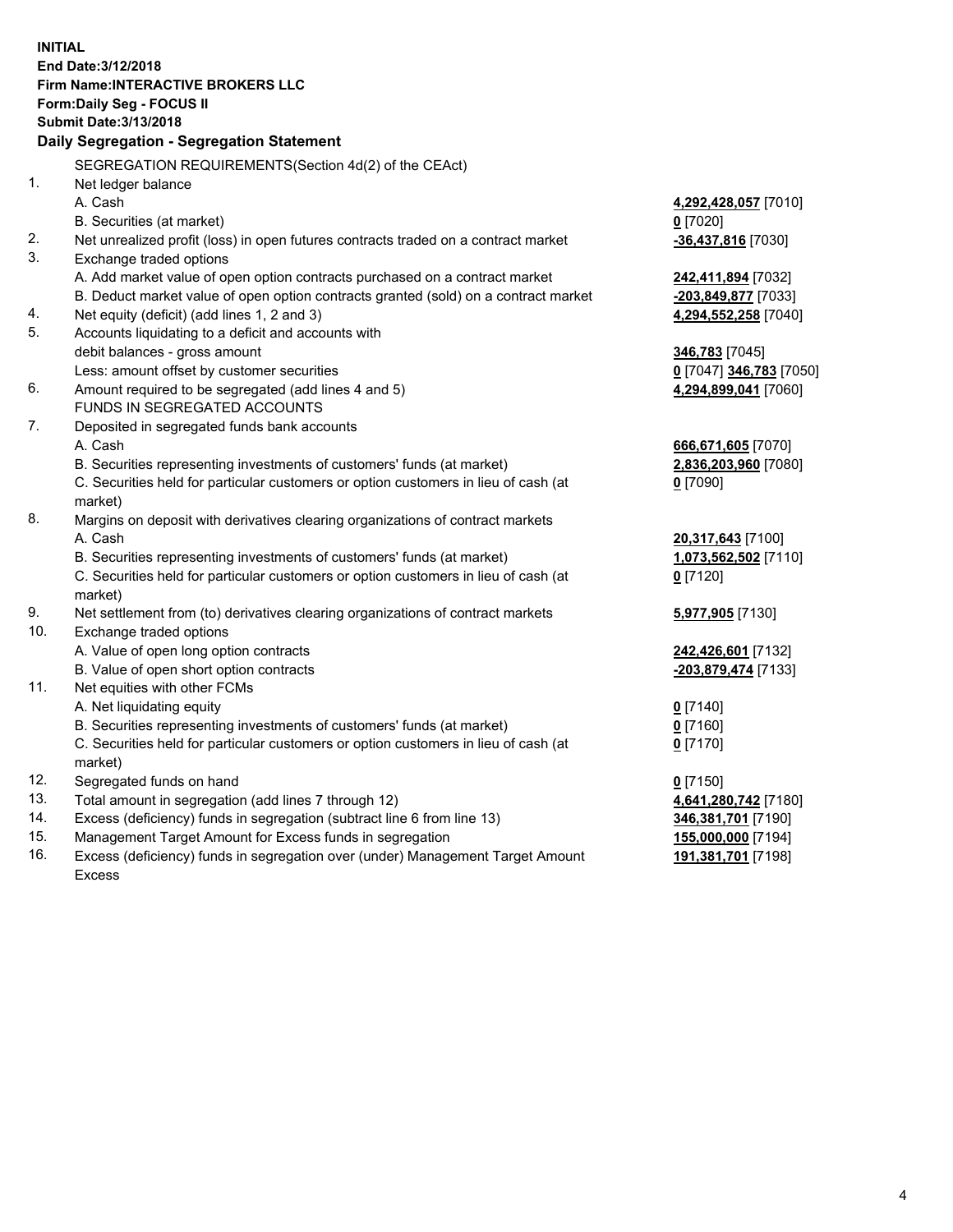**INITIAL**
**End Date:3/12/2018**
**Firm Name:INTERACTIVE BROKERS LLC**
**Form:Daily Seg - FOCUS II**
**Submit Date:3/13/2018**

**Daily Segregation - Segregation Statement**

SEGREGATION REQUIREMENTS(Section 4d(2) of the CEAct)

| | | |
|---|---|---|
| 1. | Net ledger balance | |
| | A. Cash | **4,292,428,057** [7010] |
| | B. Securities (at market) | **0** [7020] |
| 2. | Net unrealized profit (loss) in open futures contracts traded on a contract market | **-36,437,816** [7030] |
| 3. | Exchange traded options | |
| | A. Add market value of open option contracts purchased on a contract market | **242,411,894** [7032] |
| | B. Deduct market value of open option contracts granted (sold) on a contract market | **-203,849,877** [7033] |
| 4. | Net equity (deficit) (add lines 1, 2 and 3) | **4,294,552,258** [7040] |
| 5. | Accounts liquidating to a deficit and accounts with debit balances - gross amount | **346,783** [7045] |
| | Less: amount offset by customer securities | **0** [7047] **346,783** [7050] |
| 6. | Amount required to be segregated (add lines 4 and 5) | **4,294,899,041** [7060] |
| | FUNDS IN SEGREGATED ACCOUNTS | |
| 7. | Deposited in segregated funds bank accounts | |
| | A. Cash | **666,671,605** [7070] |
| | B. Securities representing investments of customers' funds (at market) | **2,836,203,960** [7080] |
| | C. Securities held for particular customers or option customers in lieu of cash (at market) | **0** [7090] |
| 8. | Margins on deposit with derivatives clearing organizations of contract markets | |
| | A. Cash | **20,317,643** [7100] |
| | B. Securities representing investments of customers' funds (at market) | **1,073,562,502** [7110] |
| | C. Securities held for particular customers or option customers in lieu of cash (at market) | **0** [7120] |
| 9. | Net settlement from (to) derivatives clearing organizations of contract markets | **5,977,905** [7130] |
| 10. | Exchange traded options | |
| | A. Value of open long option contracts | **242,426,601** [7132] |
| | B. Value of open short option contracts | **-203,879,474** [7133] |
| 11. | Net equities with other FCMs | |
| | A. Net liquidating equity | **0** [7140] |
| | B. Securities representing investments of customers' funds (at market) | **0** [7160] |
| | C. Securities held for particular customers or option customers in lieu of cash (at market) | **0** [7170] |
| 12. | Segregated funds on hand | **0** [7150] |
| 13. | Total amount in segregation (add lines 7 through 12) | **4,641,280,742** [7180] |
| 14. | Excess (deficiency) funds in segregation (subtract line 6 from line 13) | **346,381,701** [7190] |
| 15. | Management Target Amount for Excess funds in segregation | **155,000,000** [7194] |
| 16. | Excess (deficiency) funds in segregation over (under) Management Target Amount Excess | **191,381,701** [7198] |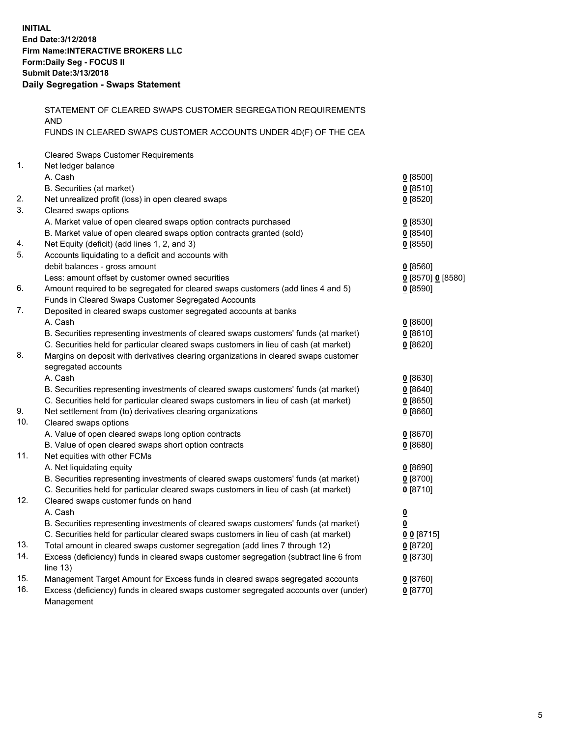**INITIAL**
**End Date:3/12/2018**
**Firm Name:INTERACTIVE BROKERS LLC**
**Form:Daily Seg - FOCUS II**
**Submit Date:3/13/2018**
**Daily Segregation - Swaps Statement**

STATEMENT OF CLEARED SWAPS CUSTOMER SEGREGATION REQUIREMENTS AND FUNDS IN CLEARED SWAPS CUSTOMER ACCOUNTS UNDER 4D(F) OF THE CEA

| | | |
|---|---|---|
| | Cleared Swaps Customer Requirements | |
| 1. | Net ledger balance | |
| | A. Cash | 0 [8500] |
| | B. Securities (at market) | 0 [8510] |
| 2. | Net unrealized profit (loss) in open cleared swaps | 0 [8520] |
| 3. | Cleared swaps options | |
| | A. Market value of open cleared swaps option contracts purchased | 0 [8530] |
| | B. Market value of open cleared swaps option contracts granted (sold) | 0 [8540] |
| 4. | Net Equity (deficit) (add lines 1, 2, and 3) | 0 [8550] |
| 5. | Accounts liquidating to a deficit and accounts with debit balances - gross amount | 0 [8560] |
| | Less: amount offset by customer owned securities | 0 [8570] 0 [8580] |
| 6. | Amount required to be segregated for cleared swaps customers (add lines 4 and 5) | 0 [8590] |
| | Funds in Cleared Swaps Customer Segregated Accounts | |
| 7. | Deposited in cleared swaps customer segregated accounts at banks | |
| | A. Cash | 0 [8600] |
| | B. Securities representing investments of cleared swaps customers' funds (at market) | 0 [8610] |
| | C. Securities held for particular cleared swaps customers in lieu of cash (at market) | 0 [8620] |
| 8. | Margins on deposit with derivatives clearing organizations in cleared swaps customer segregated accounts | |
| | A. Cash | 0 [8630] |
| | B. Securities representing investments of cleared swaps customers' funds (at market) | 0 [8640] |
| | C. Securities held for particular cleared swaps customers in lieu of cash (at market) | 0 [8650] |
| 9. | Net settlement from (to) derivatives clearing organizations | 0 [8660] |
| 10. | Cleared swaps options | |
| | A. Value of open cleared swaps long option contracts | 0 [8670] |
| | B. Value of open cleared swaps short option contracts | 0 [8680] |
| 11. | Net equities with other FCMs | |
| | A. Net liquidating equity | 0 [8690] |
| | B. Securities representing investments of cleared swaps customers' funds (at market) | 0 [8700] |
| | C. Securities held for particular cleared swaps customers in lieu of cash (at market) | 0 [8710] |
| 12. | Cleared swaps customer funds on hand | |
| | A. Cash | 0 |
| | B. Securities representing investments of cleared swaps customers' funds (at market) | 0 |
| | C. Securities held for particular cleared swaps customers in lieu of cash (at market) | 0 0 [8715] |
| 13. | Total amount in cleared swaps customer segregation (add lines 7 through 12) | 0 [8720] |
| 14. | Excess (deficiency) funds in cleared swaps customer segregation (subtract line 6 from line 13) | 0 [8730] |
| 15. | Management Target Amount for Excess funds in cleared swaps segregated accounts | 0 [8760] |
| 16. | Excess (deficiency) funds in cleared swaps customer segregated accounts over (under) Management | 0 [8770] |